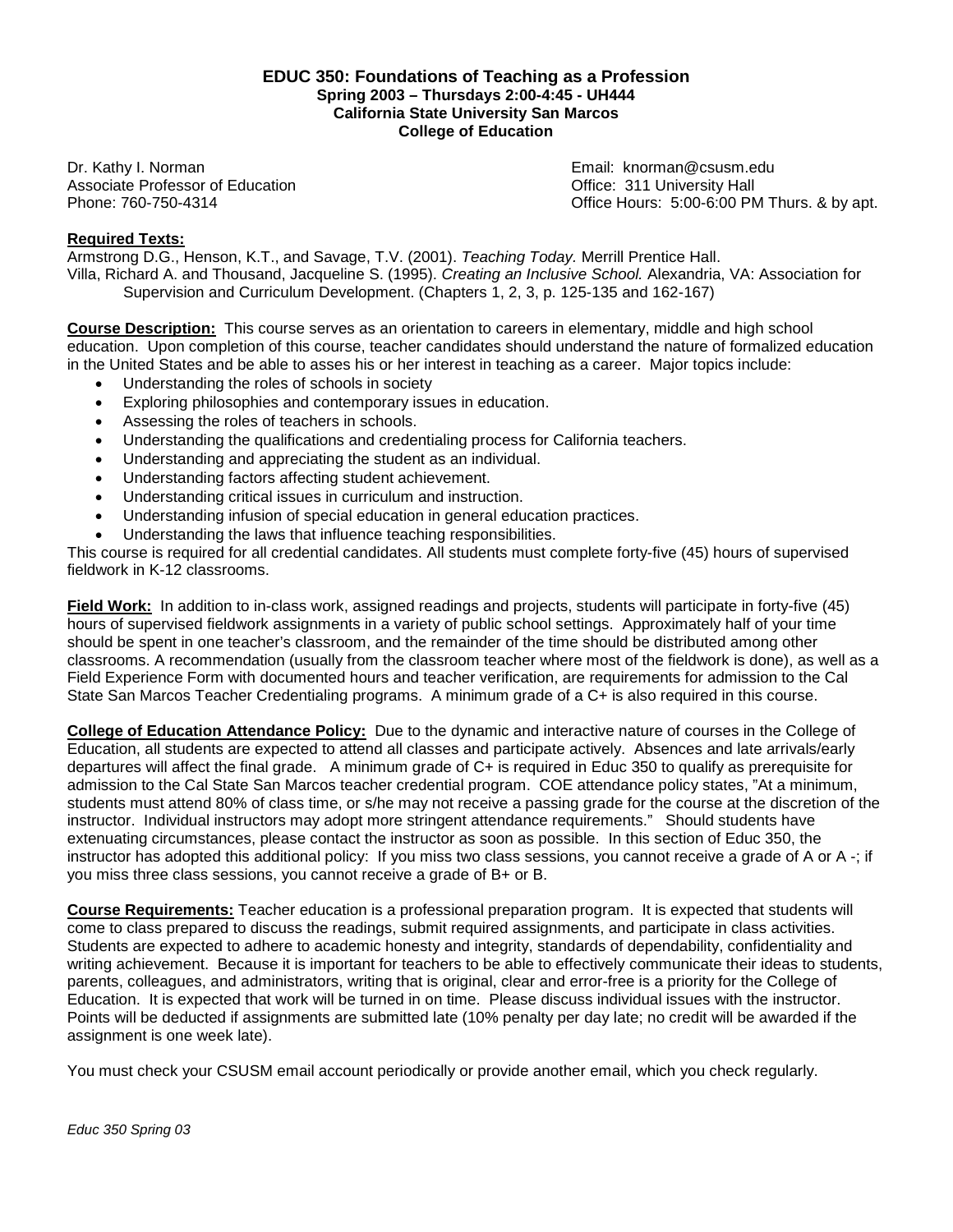# EDUC 350: Foundations of Teaching as a Profession

**Spring 2003 – Thursdays 2:00-4:45 - UH444**
**California State University San Marcos**
**College of Education**

Dr. Kathy I. Norman
Associate Professor of Education
Phone: 760-750-4314

Email: knorman@csusm.edu
Office: 311 University Hall
Office Hours: 5:00-6:00 PM Thurs. & by apt.

**Required Texts:**

Armstrong D.G., Henson, K.T., and Savage, T.V. (2001). *Teaching Today.* Merrill Prentice Hall.

Villa, Richard A. and Thousand, Jacqueline S. (1995). *Creating an Inclusive School.* Alexandria, VA: Association for Supervision and Curriculum Development. (Chapters 1, 2, 3, p. 125-135 and 162-167)

**Course Description:** This course serves as an orientation to careers in elementary, middle and high school education. Upon completion of this course, teacher candidates should understand the nature of formalized education in the United States and be able to asses his or her interest in teaching as a career. Major topics include:

- Understanding the roles of schools in society
- Exploring philosophies and contemporary issues in education.
- Assessing the roles of teachers in schools.
- Understanding the qualifications and credentialing process for California teachers.
- Understanding and appreciating the student as an individual.
- Understanding factors affecting student achievement.
- Understanding critical issues in curriculum and instruction.
- Understanding infusion of special education in general education practices.
- Understanding the laws that influence teaching responsibilities.

This course is required for all credential candidates. All students must complete forty-five (45) hours of supervised fieldwork in K-12 classrooms.

**Field Work:** In addition to in-class work, assigned readings and projects, students will participate in forty-five (45) hours of supervised fieldwork assignments in a variety of public school settings. Approximately half of your time should be spent in one teacher's classroom, and the remainder of the time should be distributed among other classrooms. A recommendation (usually from the classroom teacher where most of the fieldwork is done), as well as a Field Experience Form with documented hours and teacher verification, are requirements for admission to the Cal State San Marcos Teacher Credentialing programs. A minimum grade of a C+ is also required in this course.

**College of Education Attendance Policy:** Due to the dynamic and interactive nature of courses in the College of Education, all students are expected to attend all classes and participate actively. Absences and late arrivals/early departures will affect the final grade. A minimum grade of C+ is required in Educ 350 to qualify as prerequisite for admission to the Cal State San Marcos teacher credential program. COE attendance policy states, "At a minimum, students must attend 80% of class time, or s/he may not receive a passing grade for the course at the discretion of the instructor. Individual instructors may adopt more stringent attendance requirements." Should students have extenuating circumstances, please contact the instructor as soon as possible. In this section of Educ 350, the instructor has adopted this additional policy: If you miss two class sessions, you cannot receive a grade of A or A -; if you miss three class sessions, you cannot receive a grade of B+ or B.

**Course Requirements:** Teacher education is a professional preparation program. It is expected that students will come to class prepared to discuss the readings, submit required assignments, and participate in class activities. Students are expected to adhere to academic honesty and integrity, standards of dependability, confidentiality and writing achievement. Because it is important for teachers to be able to effectively communicate their ideas to students, parents, colleagues, and administrators, writing that is original, clear and error-free is a priority for the College of Education. It is expected that work will be turned in on time. Please discuss individual issues with the instructor. Points will be deducted if assignments are submitted late (10% penalty per day late; no credit will be awarded if the assignment is one week late).

You must check your CSUSM email account periodically or provide another email, which you check regularly.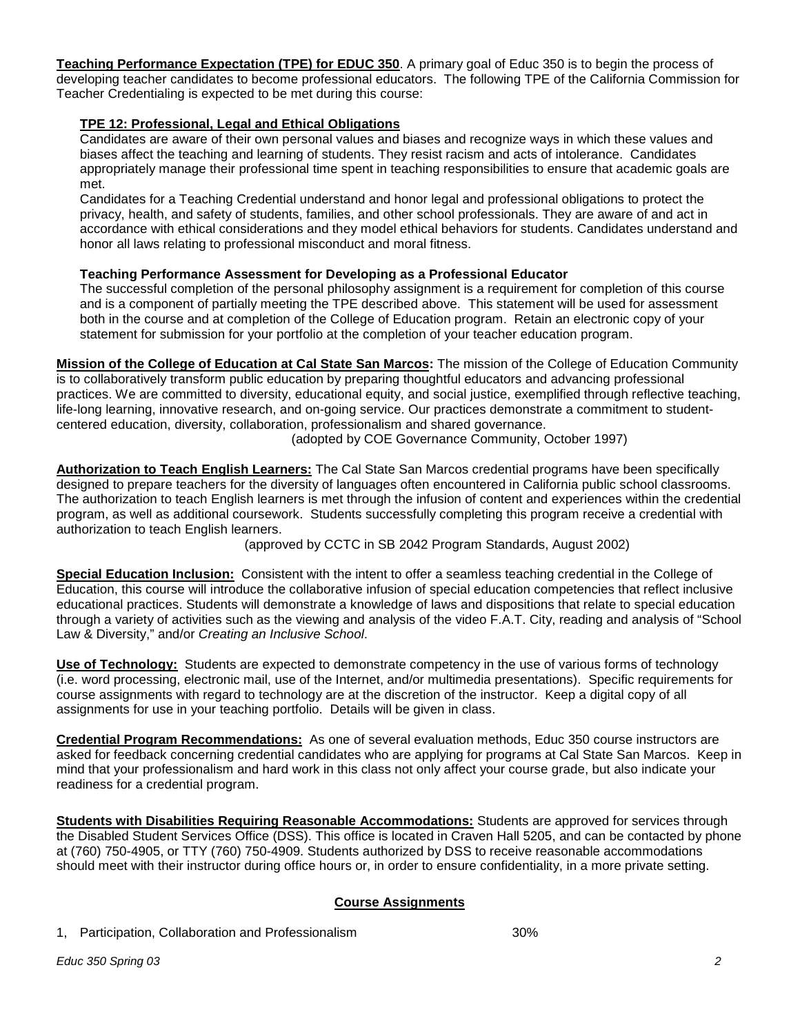**Teaching Performance Expectation (TPE) for EDUC 350**. A primary goal of Educ 350 is to begin the process of developing teacher candidates to become professional educators. The following TPE of the California Commission for Teacher Credentialing is expected to be met during this course:

**TPE 12: Professional, Legal and Ethical Obligations**

Candidates are aware of their own personal values and biases and recognize ways in which these values and biases affect the teaching and learning of students. They resist racism and acts of intolerance. Candidates appropriately manage their professional time spent in teaching responsibilities to ensure that academic goals are met.

Candidates for a Teaching Credential understand and honor legal and professional obligations to protect the privacy, health, and safety of students, families, and other school professionals. They are aware of and act in accordance with ethical considerations and they model ethical behaviors for students. Candidates understand and honor all laws relating to professional misconduct and moral fitness.

**Teaching Performance Assessment for Developing as a Professional Educator**

The successful completion of the personal philosophy assignment is a requirement for completion of this course and is a component of partially meeting the TPE described above. This statement will be used for assessment both in the course and at completion of the College of Education program. Retain an electronic copy of your statement for submission for your portfolio at the completion of your teacher education program.

**Mission of the College of Education at Cal State San Marcos:** The mission of the College of Education Community is to collaboratively transform public education by preparing thoughtful educators and advancing professional practices. We are committed to diversity, educational equity, and social justice, exemplified through reflective teaching, life-long learning, innovative research, and on-going service. Our practices demonstrate a commitment to student-centered education, diversity, collaboration, professionalism and shared governance.

(adopted by COE Governance Community, October 1997)

**Authorization to Teach English Learners:** The Cal State San Marcos credential programs have been specifically designed to prepare teachers for the diversity of languages often encountered in California public school classrooms. The authorization to teach English learners is met through the infusion of content and experiences within the credential program, as well as additional coursework. Students successfully completing this program receive a credential with authorization to teach English learners.

(approved by CCTC in SB 2042 Program Standards, August 2002)

**Special Education Inclusion:** Consistent with the intent to offer a seamless teaching credential in the College of Education, this course will introduce the collaborative infusion of special education competencies that reflect inclusive educational practices. Students will demonstrate a knowledge of laws and dispositions that relate to special education through a variety of activities such as the viewing and analysis of the video F.A.T. City, reading and analysis of "School Law & Diversity," and/or *Creating an Inclusive School*.

**Use of Technology:** Students are expected to demonstrate competency in the use of various forms of technology (i.e. word processing, electronic mail, use of the Internet, and/or multimedia presentations). Specific requirements for course assignments with regard to technology are at the discretion of the instructor. Keep a digital copy of all assignments for use in your teaching portfolio. Details will be given in class.

**Credential Program Recommendations:** As one of several evaluation methods, Educ 350 course instructors are asked for feedback concerning credential candidates who are applying for programs at Cal State San Marcos. Keep in mind that your professionalism and hard work in this class not only affect your course grade, but also indicate your readiness for a credential program.

**Students with Disabilities Requiring Reasonable Accommodations:** Students are approved for services through the Disabled Student Services Office (DSS). This office is located in Craven Hall 5205, and can be contacted by phone at (760) 750-4905, or TTY (760) 750-4909. Students authorized by DSS to receive reasonable accommodations should meet with their instructor during office hours or, in order to ensure confidentiality, in a more private setting.

## Course Assignments

1, Participation, Collaboration and Professionalism 30%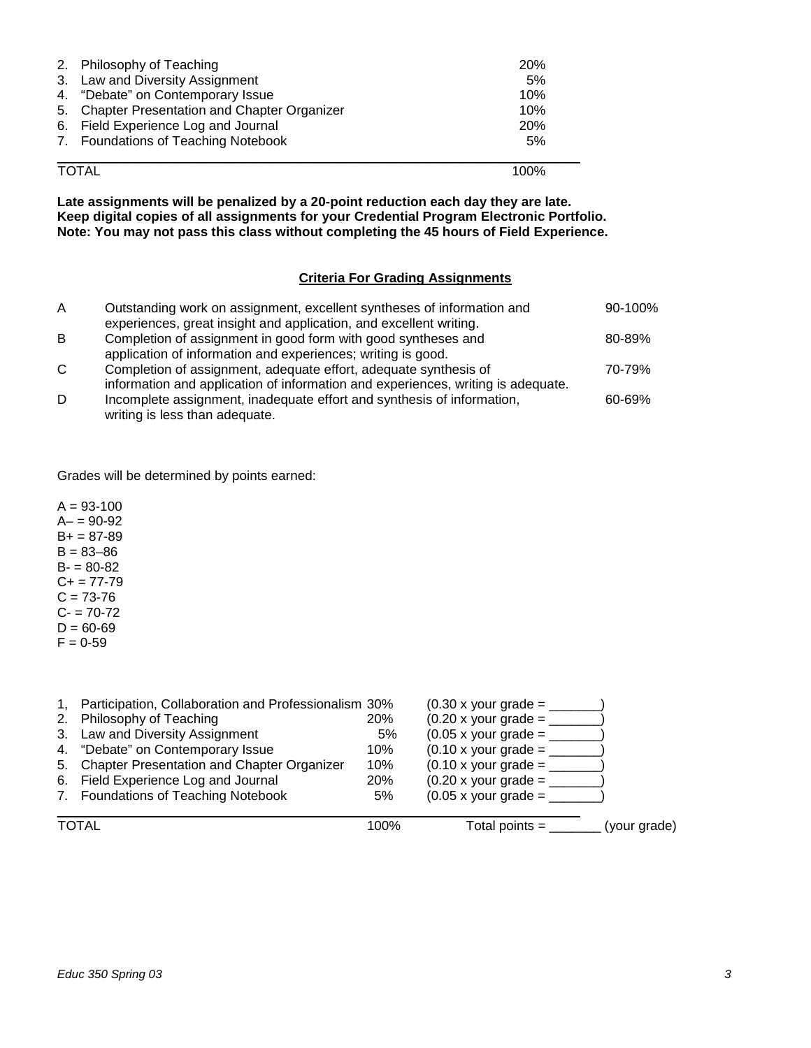| | |
|---|---|
| 2. Philosophy of Teaching | 20% |
| 3. Law and Diversity Assignment | 5% |
| 4. "Debate" on Contemporary Issue | 10% |
| 5. Chapter Presentation and Chapter Organizer | 10% |
| 6. Field Experience Log and Journal | 20% |
| 7. Foundations of Teaching Notebook | 5% |
| TOTAL | 100% |

**Late assignments will be penalized by a 20-point reduction each day they are late.**
**Keep digital copies of all assignments for your Credential Program Electronic Portfolio.**
**Note: You may not pass this class without completing the 45 hours of Field Experience.**

## Criteria For Grading Assignments

| | | |
|---|---|---|
| A | Outstanding work on assignment, excellent syntheses of information and experiences, great insight and application, and excellent writing. | 90-100% |
| B | Completion of assignment in good form with good syntheses and application of information and experiences; writing is good. | 80-89% |
| C | Completion of assignment, adequate effort, adequate synthesis of information and application of information and experiences, writing is adequate. | 70-79% |
| D | Incomplete assignment, inadequate effort and synthesis of information, writing is less than adequate. | 60-69% |

Grades will be determined by points earned:

A = 93-100
A– = 90-92
B+ = 87-89
B = 83–86
B- = 80-82
C+ = 77-79
C = 73-76
C- = 70-72
D = 60-69
F = 0-59

| | | |
|---|---|---|
| 1, Participation, Collaboration and Professionalism | 30% | (0.30 x your grade = _______) |
| 2. Philosophy of Teaching | 20% | (0.20 x your grade = _______) |
| 3. Law and Diversity Assignment | 5% | (0.05 x your grade = _______) |
| 4. "Debate" on Contemporary Issue | 10% | (0.10 x your grade = _______) |
| 5. Chapter Presentation and Chapter Organizer | 10% | (0.10 x your grade = _______) |
| 6. Field Experience Log and Journal | 20% | (0.20 x your grade = _______) |
| 7. Foundations of Teaching Notebook | 5% | (0.05 x your grade = _______) |
| TOTAL | 100% | Total points = _______ (your grade) |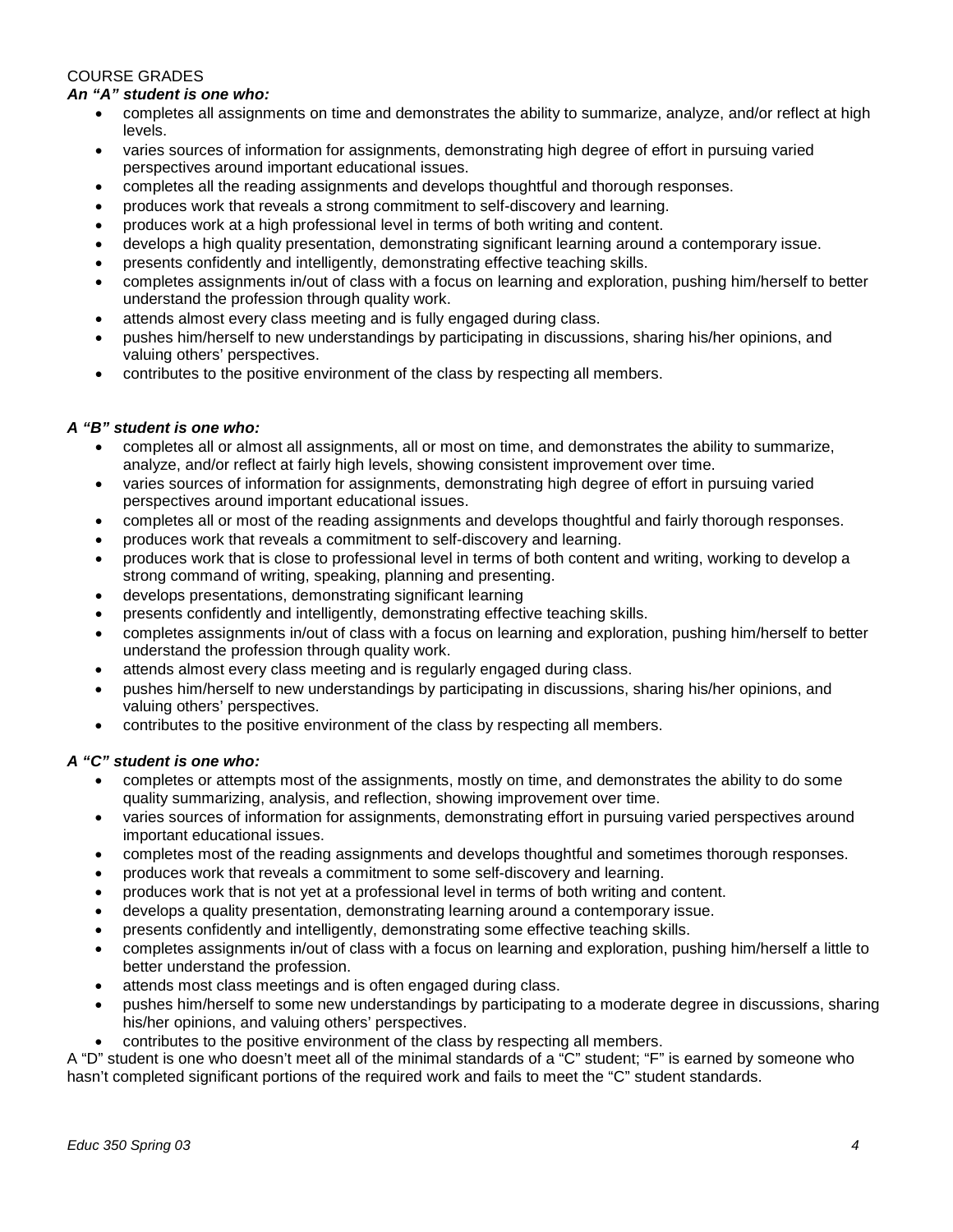COURSE GRADES

***An "A" student is one who:***

- completes all assignments on time and demonstrates the ability to summarize, analyze, and/or reflect at high levels.
- varies sources of information for assignments, demonstrating high degree of effort in pursuing varied perspectives around important educational issues.
- completes all the reading assignments and develops thoughtful and thorough responses.
- produces work that reveals a strong commitment to self-discovery and learning.
- produces work at a high professional level in terms of both writing and content.
- develops a high quality presentation, demonstrating significant learning around a contemporary issue.
- presents confidently and intelligently, demonstrating effective teaching skills.
- completes assignments in/out of class with a focus on learning and exploration, pushing him/herself to better understand the profession through quality work.
- attends almost every class meeting and is fully engaged during class.
- pushes him/herself to new understandings by participating in discussions, sharing his/her opinions, and valuing others' perspectives.
- contributes to the positive environment of the class by respecting all members.

***A "B" student is one who:***

- completes all or almost all assignments, all or most on time, and demonstrates the ability to summarize, analyze, and/or reflect at fairly high levels, showing consistent improvement over time.
- varies sources of information for assignments, demonstrating high degree of effort in pursuing varied perspectives around important educational issues.
- completes all or most of the reading assignments and develops thoughtful and fairly thorough responses.
- produces work that reveals a commitment to self-discovery and learning.
- produces work that is close to professional level in terms of both content and writing, working to develop a strong command of writing, speaking, planning and presenting.
- develops presentations, demonstrating significant learning
- presents confidently and intelligently, demonstrating effective teaching skills.
- completes assignments in/out of class with a focus on learning and exploration, pushing him/herself to better understand the profession through quality work.
- attends almost every class meeting and is regularly engaged during class.
- pushes him/herself to new understandings by participating in discussions, sharing his/her opinions, and valuing others' perspectives.
- contributes to the positive environment of the class by respecting all members.

***A "C" student is one who:***

- completes or attempts most of the assignments, mostly on time, and demonstrates the ability to do some quality summarizing, analysis, and reflection, showing improvement over time.
- varies sources of information for assignments, demonstrating effort in pursuing varied perspectives around important educational issues.
- completes most of the reading assignments and develops thoughtful and sometimes thorough responses.
- produces work that reveals a commitment to some self-discovery and learning.
- produces work that is not yet at a professional level in terms of both writing and content.
- develops a quality presentation, demonstrating learning around a contemporary issue.
- presents confidently and intelligently, demonstrating some effective teaching skills.
- completes assignments in/out of class with a focus on learning and exploration, pushing him/herself a little to better understand the profession.
- attends most class meetings and is often engaged during class.
- pushes him/herself to some new understandings by participating to a moderate degree in discussions, sharing his/her opinions, and valuing others' perspectives.
- contributes to the positive environment of the class by respecting all members.

A "D" student is one who doesn't meet all of the minimal standards of a "C" student; "F" is earned by someone who hasn't completed significant portions of the required work and fails to meet the "C" student standards.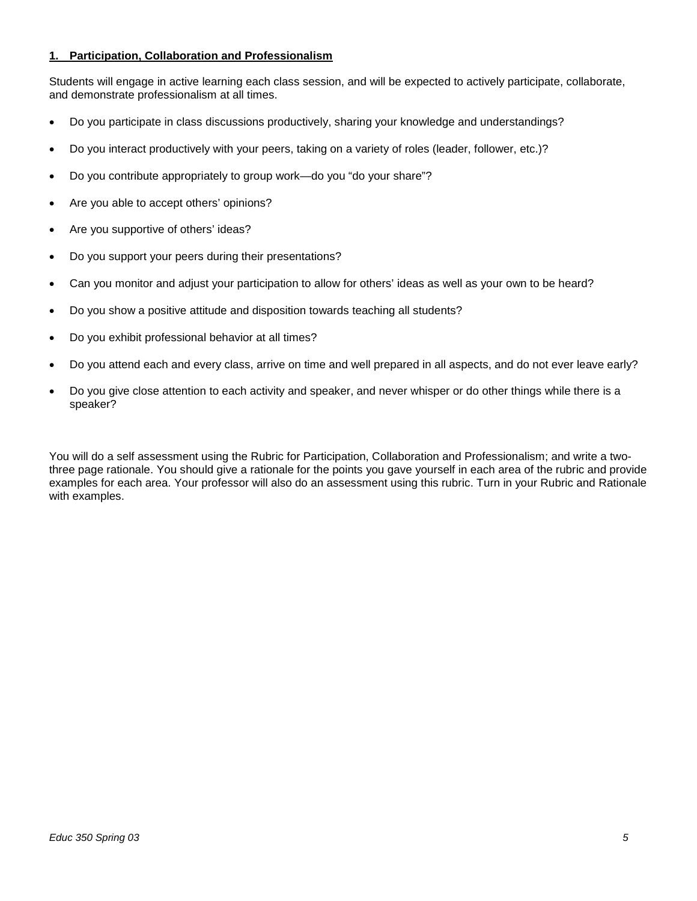### 1. Participation, Collaboration and Professionalism

Students will engage in active learning each class session, and will be expected to actively participate, collaborate, and demonstrate professionalism at all times.

- Do you participate in class discussions productively, sharing your knowledge and understandings?
- Do you interact productively with your peers, taking on a variety of roles (leader, follower, etc.)?
- Do you contribute appropriately to group work—do you "do your share"?
- Are you able to accept others' opinions?
- Are you supportive of others' ideas?
- Do you support your peers during their presentations?
- Can you monitor and adjust your participation to allow for others' ideas as well as your own to be heard?
- Do you show a positive attitude and disposition towards teaching all students?
- Do you exhibit professional behavior at all times?
- Do you attend each and every class, arrive on time and well prepared in all aspects, and do not ever leave early?
- Do you give close attention to each activity and speaker, and never whisper or do other things while there is a speaker?

You will do a self assessment using the Rubric for Participation, Collaboration and Professionalism; and write a two-three page rationale. You should give a rationale for the points you gave yourself in each area of the rubric and provide examples for each area. Your professor will also do an assessment using this rubric. Turn in your Rubric and Rationale with examples.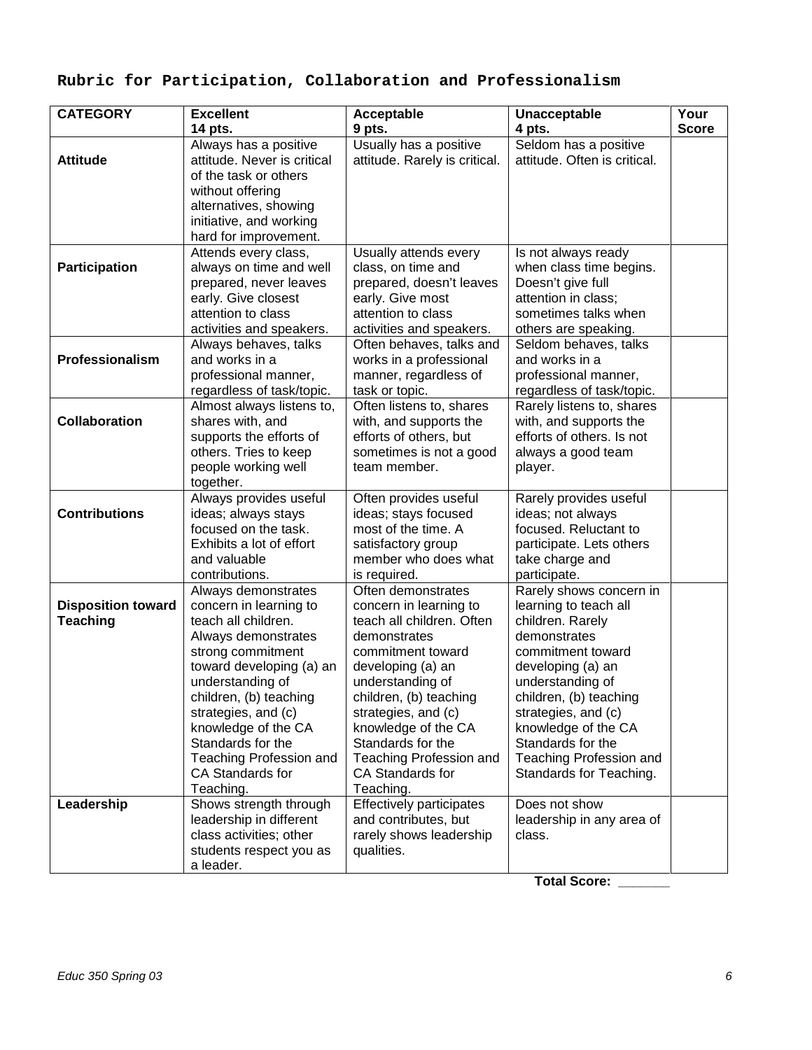## Rubric for Participation, Collaboration and Professionalism

| CATEGORY | Excellent<br>14 pts. | Acceptable<br>9 pts. | Unacceptable<br>4 pts. | Your Score |
|---|---|---|---|---|
| **Attitude** | Always has a positive attitude. Never is critical of the task or others without offering alternatives, showing initiative, and working hard for improvement. | Usually has a positive attitude. Rarely is critical. | Seldom has a positive attitude. Often is critical. | |
| **Participation** | Attends every class, always on time and well prepared, never leaves early. Give closest attention to class activities and speakers. | Usually attends every class, on time and prepared, doesn't leaves early. Give most attention to class activities and speakers. | Is not always ready when class time begins. Doesn't give full attention in class; sometimes talks when others are speaking. | |
| **Professionalism** | Always behaves, talks and works in a professional manner, regardless of task/topic. | Often behaves, talks and works in a professional manner, regardless of task or topic. | Seldom behaves, talks and works in a professional manner, regardless of task/topic. | |
| **Collaboration** | Almost always listens to, shares with, and supports the efforts of others. Tries to keep people working well together. | Often listens to, shares with, and supports the efforts of others, but sometimes is not a good team member. | Rarely listens to, shares with, and supports the efforts of others. Is not always a good team player. | |
| **Contributions** | Always provides useful ideas; always stays focused on the task. Exhibits a lot of effort and valuable contributions. | Often provides useful ideas; stays focused most of the time. A satisfactory group member who does what is required. | Rarely provides useful ideas; not always focused. Reluctant to participate. Lets others take charge and participate. | |
| **Disposition toward Teaching** | Always demonstrates concern in learning to teach all children. Always demonstrates strong commitment toward developing (a) an understanding of children, (b) teaching strategies, and (c) knowledge of the CA Standards for the Teaching Profession and CA Standards for Teaching. | Often demonstrates concern in learning to teach all children. Often demonstrates commitment toward developing (a) an understanding of children, (b) teaching strategies, and (c) knowledge of the CA Standards for the Teaching Profession and CA Standards for Teaching. | Rarely shows concern in learning to teach all children. Rarely demonstrates commitment toward developing (a) an understanding of children, (b) teaching strategies, and (c) knowledge of the CA Standards for the Teaching Profession and Standards for Teaching. | |
| **Leadership** | Shows strength through leadership in different class activities; other students respect you as a leader. | Effectively participates and contributes, but rarely shows leadership qualities. | Does not show leadership in any area of class. | |

**Total Score: _______**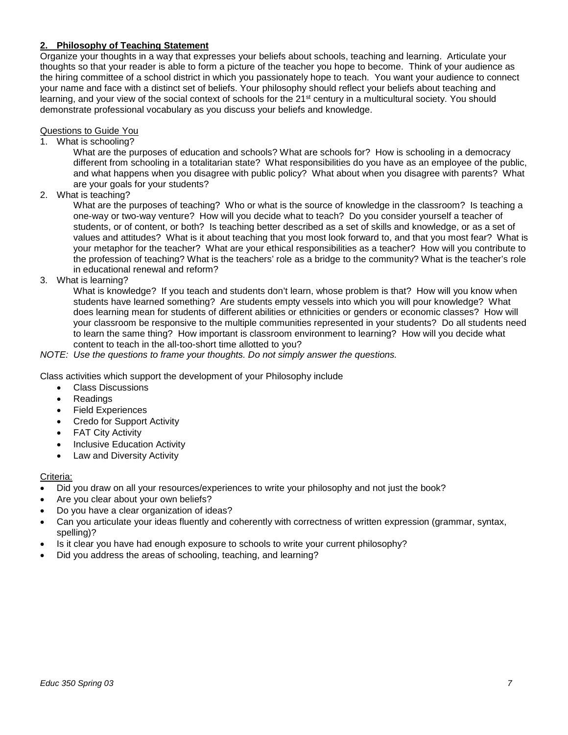## **2. Philosophy of Teaching Statement**

Organize your thoughts in a way that expresses your beliefs about schools, teaching and learning. Articulate your thoughts so that your reader is able to form a picture of the teacher you hope to become. Think of your audience as the hiring committee of a school district in which you passionately hope to teach. You want your audience to connect your name and face with a distinct set of beliefs. Your philosophy should reflect your beliefs about teaching and learning, and your view of the social context of schools for the 21st century in a multicultural society. You should demonstrate professional vocabulary as you discuss your beliefs and knowledge.

<u>Questions to Guide You</u>

1. What is schooling?

   What are the purposes of education and schools? What are schools for? How is schooling in a democracy different from schooling in a totalitarian state? What responsibilities do you have as an employee of the public, and what happens when you disagree with public policy? What about when you disagree with parents? What are your goals for your students?

2. What is teaching?

   What are the purposes of teaching? Who or what is the source of knowledge in the classroom? Is teaching a one-way or two-way venture? How will you decide what to teach? Do you consider yourself a teacher of students, or of content, or both? Is teaching better described as a set of skills and knowledge, or as a set of values and attitudes? What is it about teaching that you most look forward to, and that you most fear? What is your metaphor for the teacher? What are your ethical responsibilities as a teacher? How will you contribute to the profession of teaching? What is the teachers' role as a bridge to the community? What is the teacher's role in educational renewal and reform?

3. What is learning?

   What is knowledge? If you teach and students don't learn, whose problem is that? How will you know when students have learned something? Are students empty vessels into which you will pour knowledge? What does learning mean for students of different abilities or ethnicities or genders or economic classes? How will your classroom be responsive to the multiple communities represented in your students? Do all students need to learn the same thing? How important is classroom environment to learning? How will you decide what content to teach in the all-too-short time allotted to you?

*NOTE: Use the questions to frame your thoughts. Do not simply answer the questions.*

Class activities which support the development of your Philosophy include

- Class Discussions
- Readings
- Field Experiences
- Credo for Support Activity
- FAT City Activity
- Inclusive Education Activity
- Law and Diversity Activity

<u>Criteria:</u>

- Did you draw on all your resources/experiences to write your philosophy and not just the book?
- Are you clear about your own beliefs?
- Do you have a clear organization of ideas?
- Can you articulate your ideas fluently and coherently with correctness of written expression (grammar, syntax, spelling)?
- Is it clear you have had enough exposure to schools to write your current philosophy?
- Did you address the areas of schooling, teaching, and learning?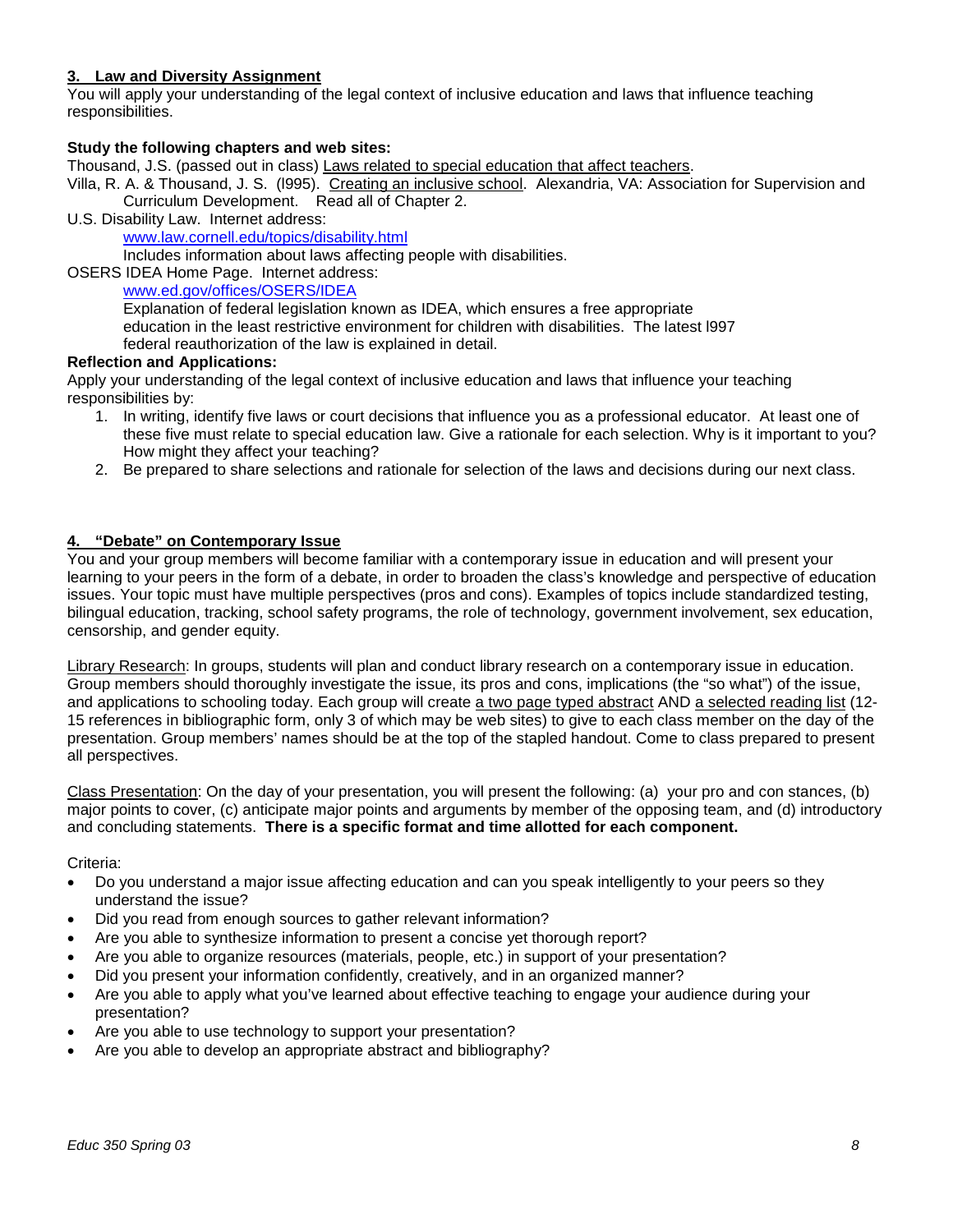### 3. Law and Diversity Assignment

You will apply your understanding of the legal context of inclusive education and laws that influence teaching responsibilities.

**Study the following chapters and web sites:**

Thousand, J.S. (passed out in class) Laws related to special education that affect teachers.

Villa, R. A. & Thousand, J. S. (l995). Creating an inclusive school. Alexandria, VA: Association for Supervision and Curriculum Development. Read all of Chapter 2.

U.S. Disability Law. Internet address:
www.law.cornell.edu/topics/disability.html
Includes information about laws affecting people with disabilities.

OSERS IDEA Home Page. Internet address:
www.ed.gov/offices/OSERS/IDEA
Explanation of federal legislation known as IDEA, which ensures a free appropriate education in the least restrictive environment for children with disabilities. The latest l997 federal reauthorization of the law is explained in detail.

**Reflection and Applications:**

Apply your understanding of the legal context of inclusive education and laws that influence your teaching responsibilities by:

1. In writing, identify five laws or court decisions that influence you as a professional educator. At least one of these five must relate to special education law. Give a rationale for each selection. Why is it important to you? How might they affect your teaching?
2. Be prepared to share selections and rationale for selection of the laws and decisions during our next class.

### 4. "Debate" on Contemporary Issue

You and your group members will become familiar with a contemporary issue in education and will present your learning to your peers in the form of a debate, in order to broaden the class's knowledge and perspective of education issues. Your topic must have multiple perspectives (pros and cons). Examples of topics include standardized testing, bilingual education, tracking, school safety programs, the role of technology, government involvement, sex education, censorship, and gender equity.

Library Research: In groups, students will plan and conduct library research on a contemporary issue in education. Group members should thoroughly investigate the issue, its pros and cons, implications (the "so what") of the issue, and applications to schooling today. Each group will create a two page typed abstract AND a selected reading list (12-15 references in bibliographic form, only 3 of which may be web sites) to give to each class member on the day of the presentation. Group members' names should be at the top of the stapled handout. Come to class prepared to present all perspectives.

Class Presentation: On the day of your presentation, you will present the following: (a) your pro and con stances, (b) major points to cover, (c) anticipate major points and arguments by member of the opposing team, and (d) introductory and concluding statements. **There is a specific format and time allotted for each component.**

Criteria:

- Do you understand a major issue affecting education and can you speak intelligently to your peers so they understand the issue?
- Did you read from enough sources to gather relevant information?
- Are you able to synthesize information to present a concise yet thorough report?
- Are you able to organize resources (materials, people, etc.) in support of your presentation?
- Did you present your information confidently, creatively, and in an organized manner?
- Are you able to apply what you've learned about effective teaching to engage your audience during your presentation?
- Are you able to use technology to support your presentation?
- Are you able to develop an appropriate abstract and bibliography?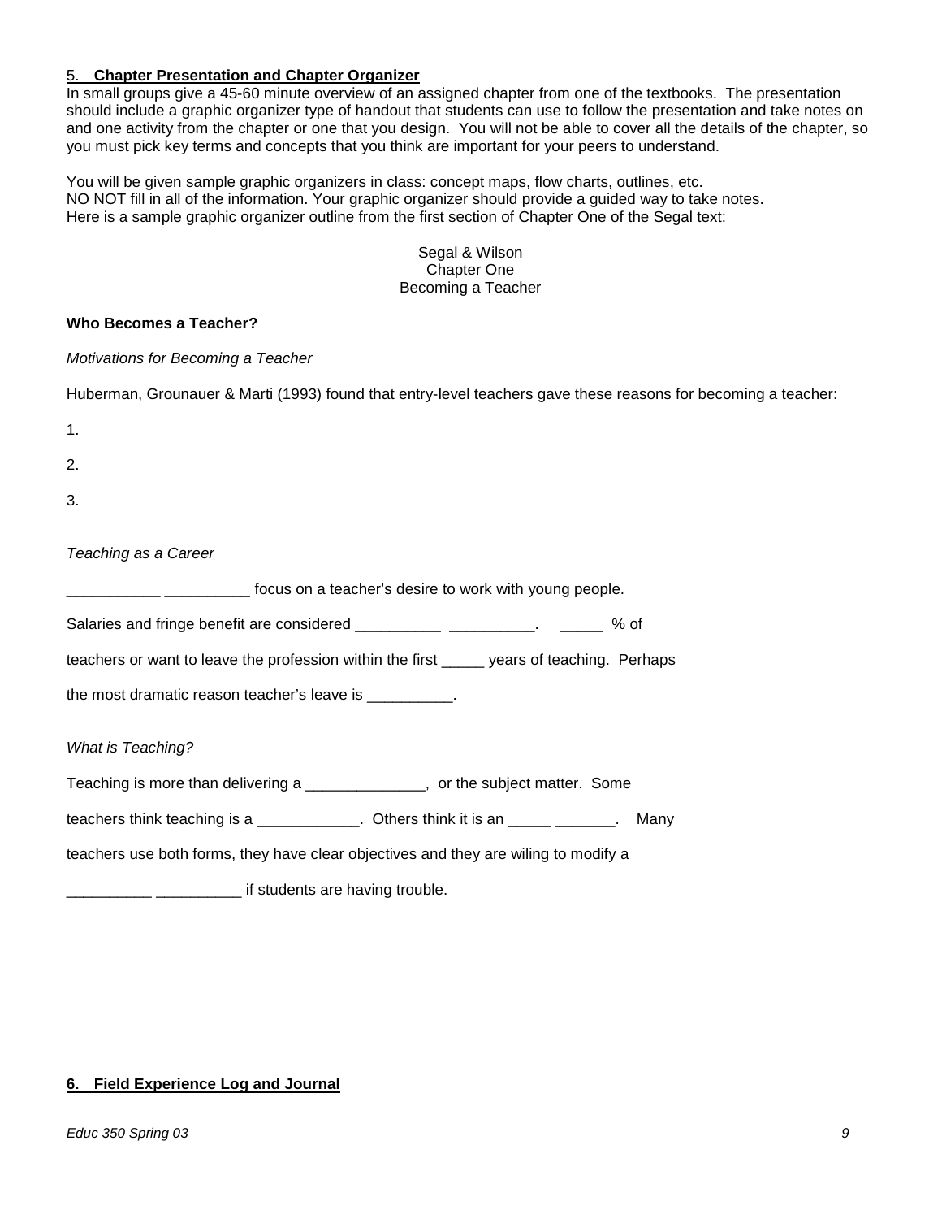### 5. **Chapter Presentation and Chapter Organizer**

In small groups give a 45-60 minute overview of an assigned chapter from one of the textbooks. The presentation should include a graphic organizer type of handout that students can use to follow the presentation and take notes on and one activity from the chapter or one that you design. You will not be able to cover all the details of the chapter, so you must pick key terms and concepts that you think are important for your peers to understand.

You will be given sample graphic organizers in class: concept maps, flow charts, outlines, etc.
NO NOT fill in all of the information. Your graphic organizer should provide a guided way to take notes.
Here is a sample graphic organizer outline from the first section of Chapter One of the Segal text:

Segal & Wilson
Chapter One
Becoming a Teacher

**Who Becomes a Teacher?**

*Motivations for Becoming a Teacher*

Huberman, Grounauer & Marti (1993) found that entry-level teachers gave these reasons for becoming a teacher:

1.

2.

3.

*Teaching as a Career*

___________ __________ focus on a teacher's desire to work with young people.

Salaries and fringe benefit are considered __________ __________. _____ % of teachers or want to leave the profession within the first _____ years of teaching. Perhaps the most dramatic reason teacher's leave is __________.

*What is Teaching?*

Teaching is more than delivering a ______________, or the subject matter. Some teachers think teaching is a ____________. Others think it is an _____ _______. Many teachers use both forms, they have clear objectives and they are wiling to modify a __________ __________ if students are having trouble.

### 6. **Field Experience Log and Journal**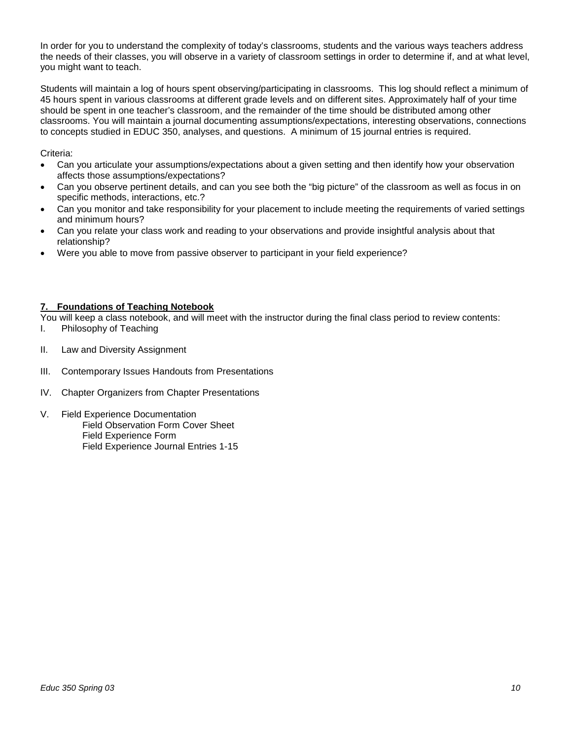In order for you to understand the complexity of today's classrooms, students and the various ways teachers address the needs of their classes, you will observe in a variety of classroom settings in order to determine if, and at what level, you might want to teach.

Students will maintain a log of hours spent observing/participating in classrooms. This log should reflect a minimum of 45 hours spent in various classrooms at different grade levels and on different sites. Approximately half of your time should be spent in one teacher's classroom, and the remainder of the time should be distributed among other classrooms. You will maintain a journal documenting assumptions/expectations, interesting observations, connections to concepts studied in EDUC 350, analyses, and questions. A minimum of 15 journal entries is required.

Criteria:

- Can you articulate your assumptions/expectations about a given setting and then identify how your observation affects those assumptions/expectations?
- Can you observe pertinent details, and can you see both the "big picture" of the classroom as well as focus in on specific methods, interactions, etc.?
- Can you monitor and take responsibility for your placement to include meeting the requirements of varied settings and minimum hours?
- Can you relate your class work and reading to your observations and provide insightful analysis about that relationship?
- Were you able to move from passive observer to participant in your field experience?

**7. Foundations of Teaching Notebook**

You will keep a class notebook, and will meet with the instructor during the final class period to review contents:

I. Philosophy of Teaching

II. Law and Diversity Assignment

III. Contemporary Issues Handouts from Presentations

IV. Chapter Organizers from Chapter Presentations

V. Field Experience Documentation
   Field Observation Form Cover Sheet
   Field Experience Form
   Field Experience Journal Entries 1-15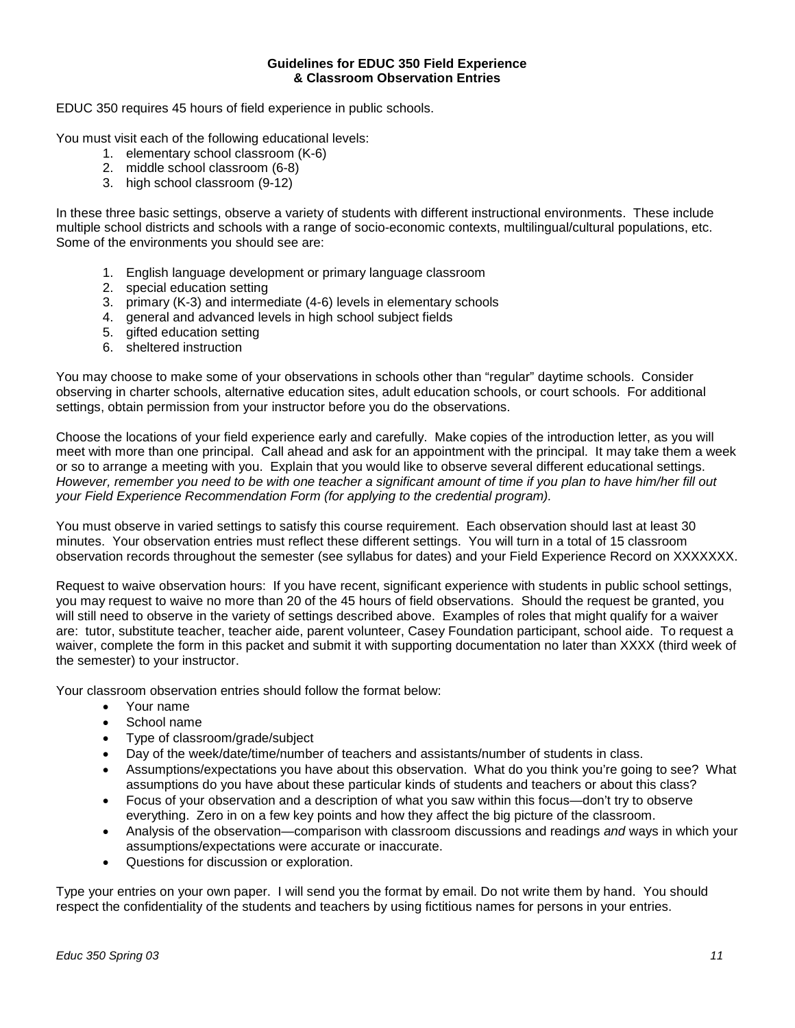# Guidelines for EDUC 350 Field Experience & Classroom Observation Entries

EDUC 350 requires 45 hours of field experience in public schools.

You must visit each of the following educational levels:

1. elementary school classroom (K-6)
2. middle school classroom (6-8)
3. high school classroom (9-12)

In these three basic settings, observe a variety of students with different instructional environments. These include multiple school districts and schools with a range of socio-economic contexts, multilingual/cultural populations, etc. Some of the environments you should see are:

1. English language development or primary language classroom
2. special education setting
3. primary (K-3) and intermediate (4-6) levels in elementary schools
4. general and advanced levels in high school subject fields
5. gifted education setting
6. sheltered instruction

You may choose to make some of your observations in schools other than "regular" daytime schools. Consider observing in charter schools, alternative education sites, adult education schools, or court schools. For additional settings, obtain permission from your instructor before you do the observations.

Choose the locations of your field experience early and carefully. Make copies of the introduction letter, as you will meet with more than one principal. Call ahead and ask for an appointment with the principal. It may take them a week or so to arrange a meeting with you. Explain that you would like to observe several different educational settings. *However, remember you need to be with one teacher a significant amount of time if you plan to have him/her fill out your Field Experience Recommendation Form (for applying to the credential program).*

You must observe in varied settings to satisfy this course requirement. Each observation should last at least 30 minutes. Your observation entries must reflect these different settings. You will turn in a total of 15 classroom observation records throughout the semester (see syllabus for dates) and your Field Experience Record on XXXXXXX.

Request to waive observation hours: If you have recent, significant experience with students in public school settings, you may request to waive no more than 20 of the 45 hours of field observations. Should the request be granted, you will still need to observe in the variety of settings described above. Examples of roles that might qualify for a waiver are: tutor, substitute teacher, teacher aide, parent volunteer, Casey Foundation participant, school aide. To request a waiver, complete the form in this packet and submit it with supporting documentation no later than XXXX (third week of the semester) to your instructor.

Your classroom observation entries should follow the format below:

- Your name
- School name
- Type of classroom/grade/subject
- Day of the week/date/time/number of teachers and assistants/number of students in class.
- Assumptions/expectations you have about this observation. What do you think you're going to see? What assumptions do you have about these particular kinds of students and teachers or about this class?
- Focus of your observation and a description of what you saw within this focus—don't try to observe everything. Zero in on a few key points and how they affect the big picture of the classroom.
- Analysis of the observation—comparison with classroom discussions and readings *and* ways in which your assumptions/expectations were accurate or inaccurate.
- Questions for discussion or exploration.

Type your entries on your own paper. I will send you the format by email. Do not write them by hand. You should respect the confidentiality of the students and teachers by using fictitious names for persons in your entries.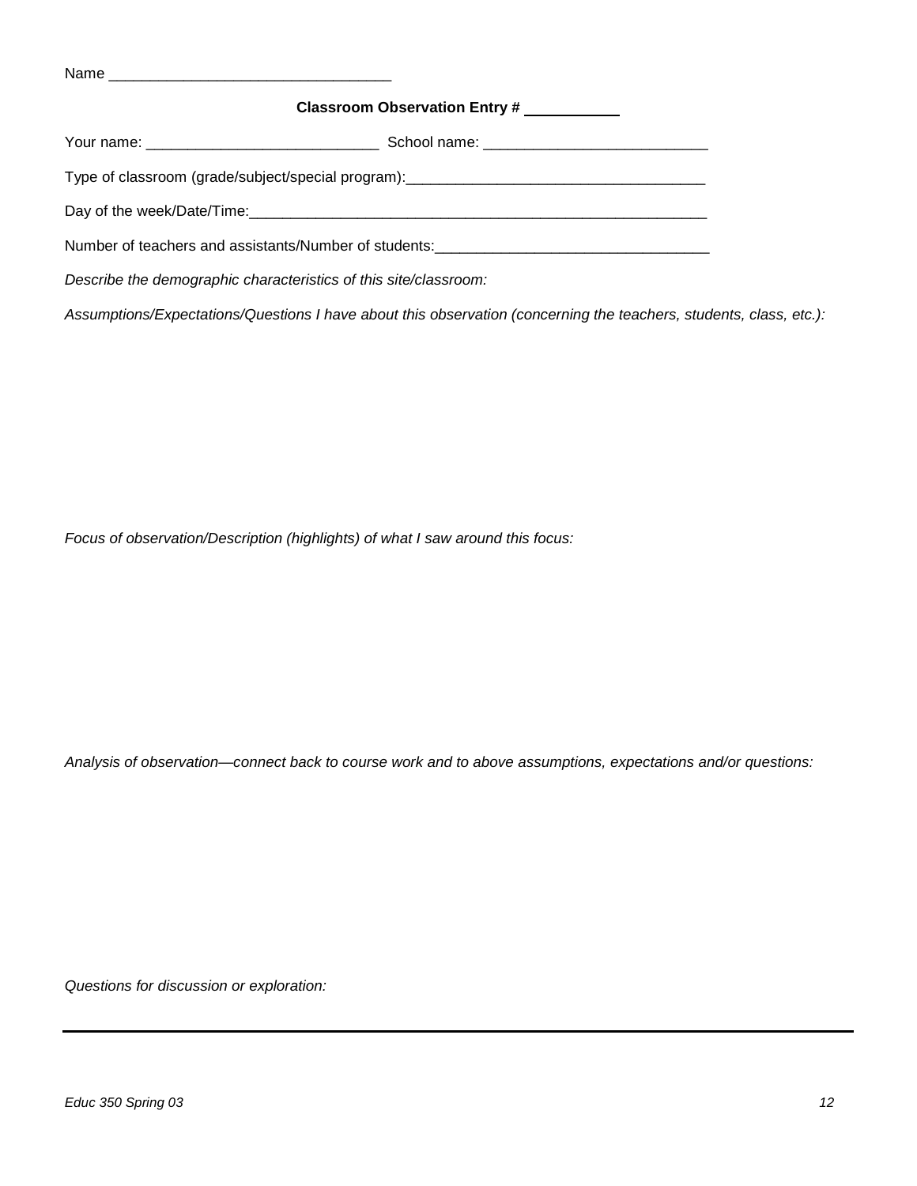Name ________________________________

**Classroom Observation Entry # __________**

Your name: ___________________________ School name: ___________________________

Type of classroom (grade/subject/special program):___________________________________

Day of the week/Date/Time:________________________________________________________

Number of teachers and assistants/Number of students:________________________________

*Describe the demographic characteristics of this site/classroom:*

*Assumptions/Expectations/Questions I have about this observation (concerning the teachers, students, class, etc.):*

*Focus of observation/Description (highlights) of what I saw around this focus:*

*Analysis of observation—connect back to course work and to above assumptions, expectations and/or questions:*

*Questions for discussion or exploration:*

---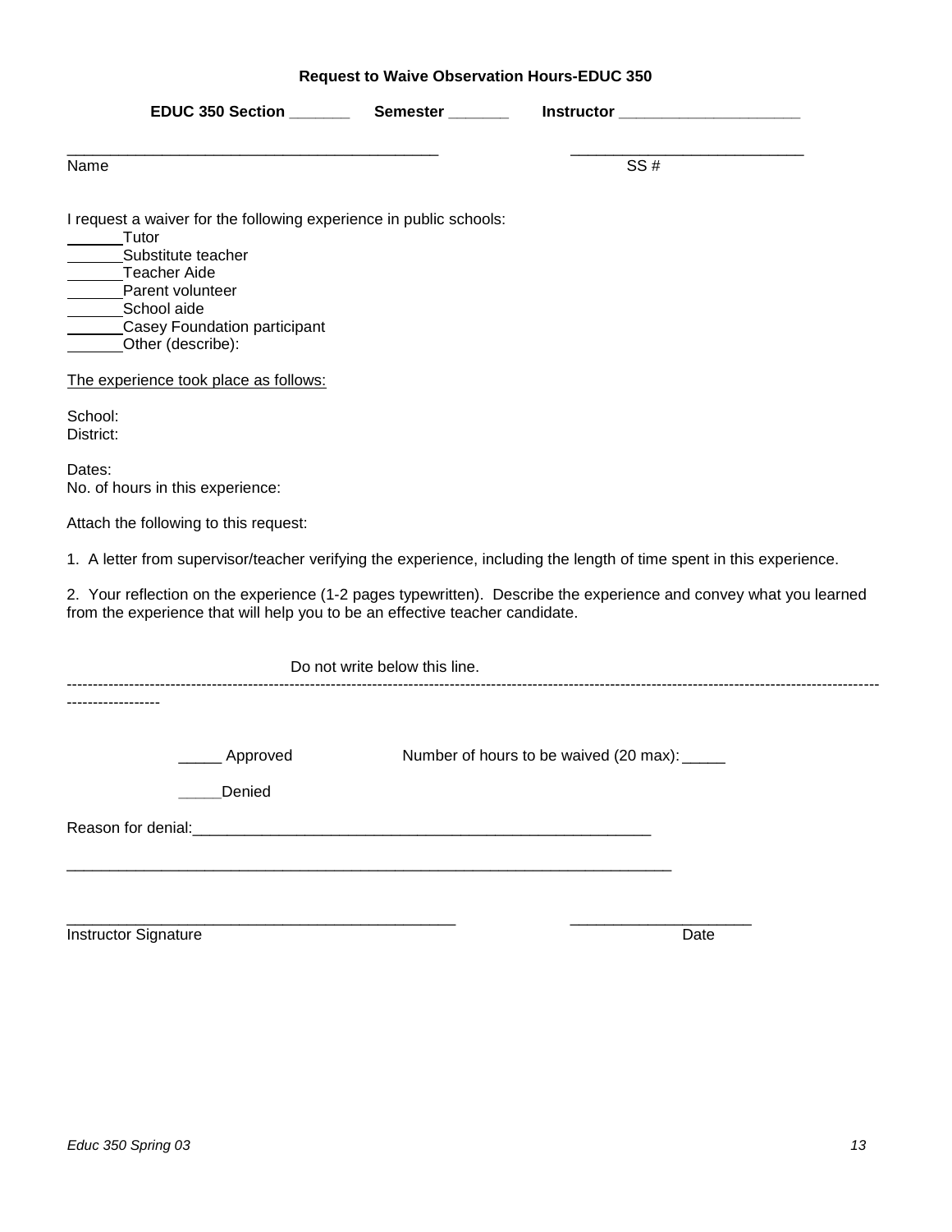**Request to Waive Observation Hours-EDUC 350**

**EDUC 350 Section _______ Semester _______ Instructor _____________________**

_____________________________________________ ___________________________

Name SS #

I request a waiver for the following experience in public schools:

______Tutor
______Substitute teacher
______Teacher Aide
______Parent volunteer
______School aide
______Casey Foundation participant
______Other (describe):

<u>The experience took place as follows:</u>

School:
District:

Dates:
No. of hours in this experience:

Attach the following to this request:

1. A letter from supervisor/teacher verifying the experience, including the length of time spent in this experience.

2. Your reflection on the experience (1-2 pages typewritten). Describe the experience and convey what you learned from the experience that will help you to be an effective teacher candidate.

Do not write below this line.

---

_____ Approved Number of hours to be waived (20 max): _____

_____Denied

Reason for denial:_______________________________________________________

___________________________________________________________________________

_______________________________________________ _____________________

Instructor Signature Date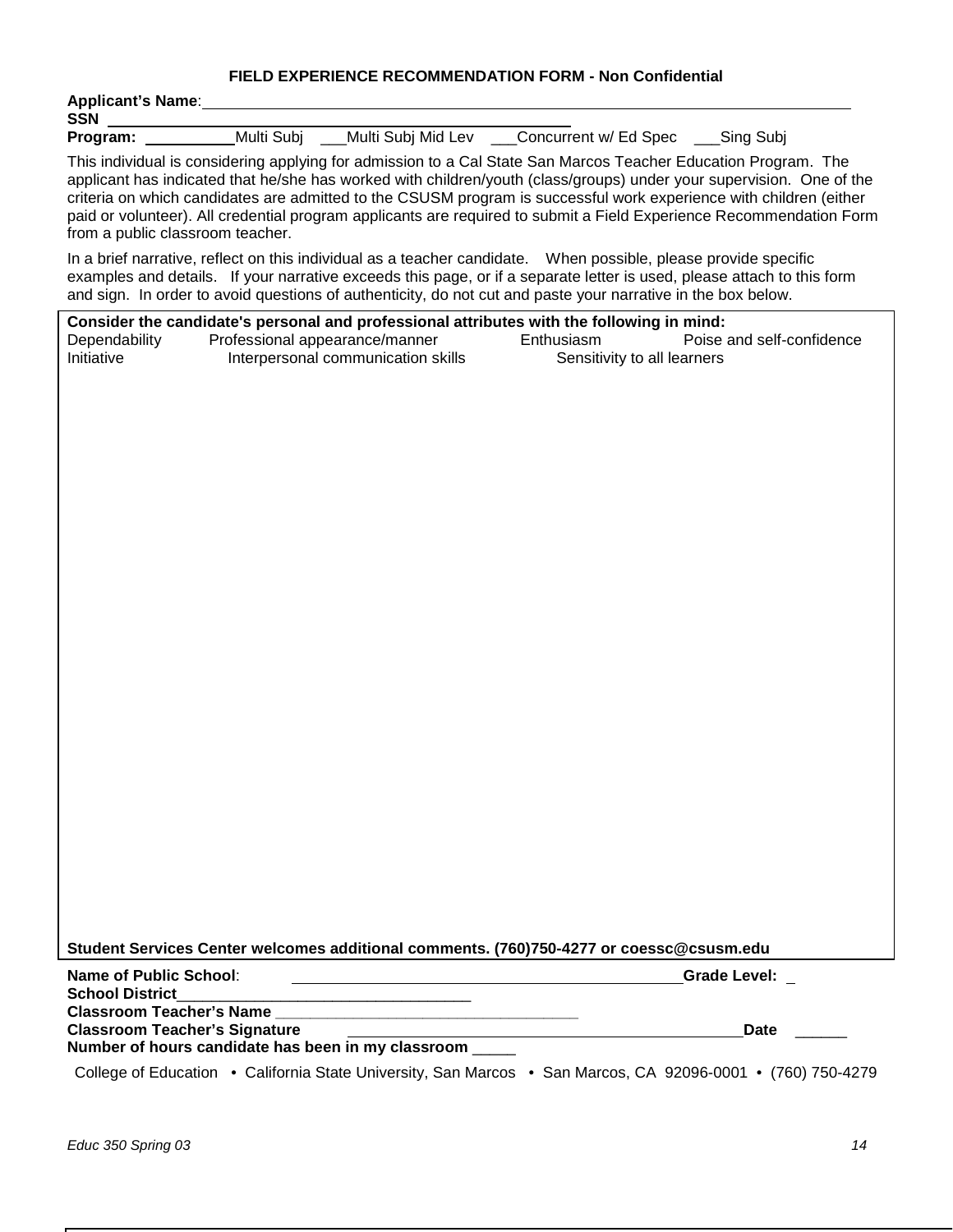## FIELD EXPERIENCE RECOMMENDATION FORM - Non Confidential

**Applicant's Name**: ______________________________________________

**SSN** ______________________________________________

**Program:** __________Multi Subj ___Multi Subj Mid Lev ___Concurrent w/ Ed Spec ___Sing Subj

This individual is considering applying for admission to a Cal State San Marcos Teacher Education Program. The applicant has indicated that he/she has worked with children/youth (class/groups) under your supervision. One of the criteria on which candidates are admitted to the CSUSM program is successful work experience with children (either paid or volunteer). All credential program applicants are required to submit a Field Experience Recommendation Form from a public classroom teacher.

In a brief narrative, reflect on this individual as a teacher candidate. When possible, please provide specific examples and details. If your narrative exceeds this page, or if a separate letter is used, please attach to this form and sign. In order to avoid questions of authenticity, do not cut and paste your narrative in the box below.

**Consider the candidate's personal and professional attributes with the following in mind:**

Dependability Professional appearance/manner Enthusiasm Poise and self-confidence
Initiative Interpersonal communication skills Sensitivity to all learners

**Student Services Center welcomes additional comments. (760)750-4277 or coessc@csusm.edu**

**Name of Public School**: ______________________________________________**Grade Level:** _

**School District**__________________________________

**Classroom Teacher's Name** __________________________________

**Classroom Teacher's Signature** ______________________________________________**Date** ______

**Number of hours candidate has been in my classroom** _____

College of Education • California State University, San Marcos • San Marcos, CA 92096-0001 • (760) 750-4279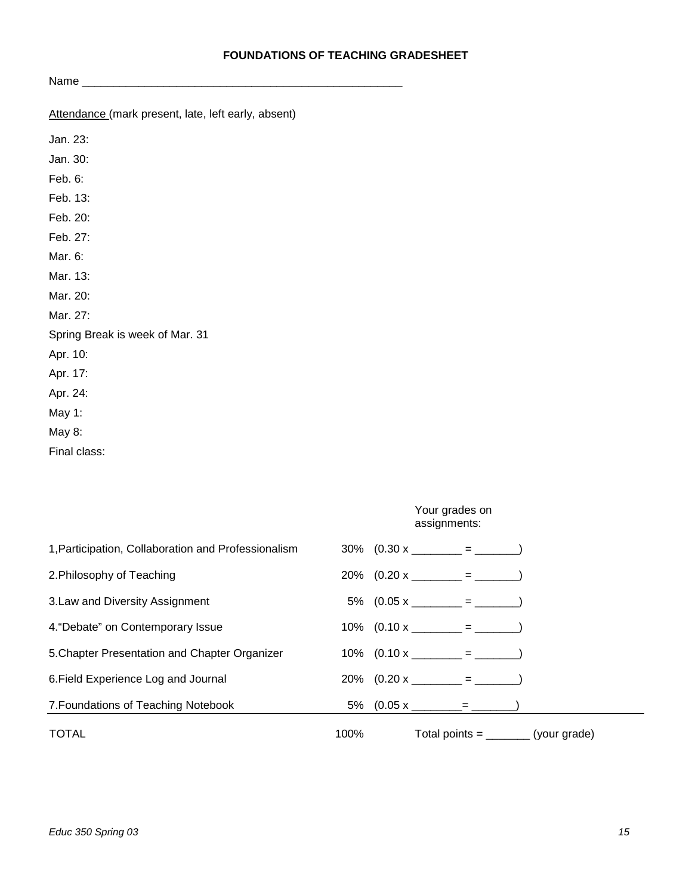**FOUNDATIONS OF TEACHING GRADESHEET**

Name ____________________________________________________

Attendance (mark present, late, left early, absent)

Jan. 23:

Jan. 30:

Feb. 6:

Feb. 13:

Feb. 20:

Feb. 27:

Mar. 6:

Mar. 13:

Mar. 20:

Mar. 27:

Spring Break is week of Mar. 31

Apr. 10:

Apr. 17:

Apr. 24:

May 1:

May 8:

Final class:

| | | Your grades on assignments: |
|---|---|---|
| 1,Participation, Collaboration and Professionalism | 30% | (0.30 x ________ = _______) |
| 2.Philosophy of Teaching | 20% | (0.20 x ________ = _______) |
| 3.Law and Diversity Assignment | 5% | (0.05 x ________ = _______) |
| 4."Debate" on Contemporary Issue | 10% | (0.10 x ________ = _______) |
| 5.Chapter Presentation and Chapter Organizer | 10% | (0.10 x ________ = _______) |
| 6.Field Experience Log and Journal | 20% | (0.20 x ________ = _______) |
| 7.Foundations of Teaching Notebook | 5% | (0.05 x ________= _______) |
| TOTAL | 100% | Total points = _______ (your grade) |